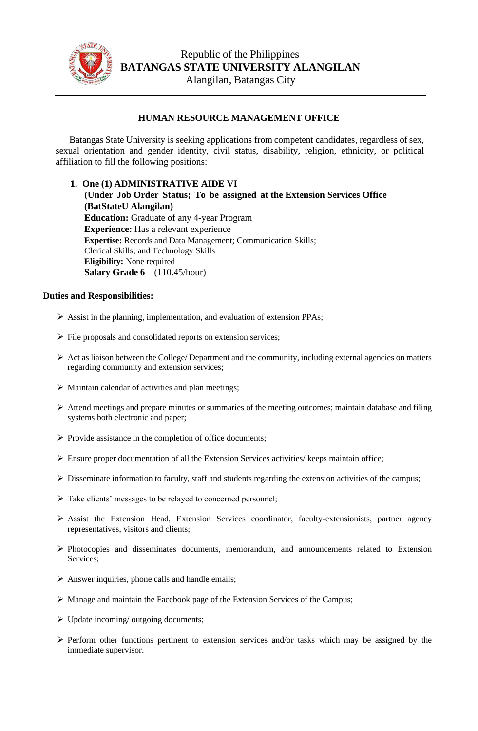Republic of the Philippines
**BATANGAS STATE UNIVERSITY ALANGILAN**
Alangilan, Batangas City

## HUMAN RESOURCE MANAGEMENT OFFICE

Batangas State University is seeking applications from competent candidates, regardless of sex, sexual orientation and gender identity, civil status, disability, religion, ethnicity, or political affiliation to fill the following positions:

1. **One (1) ADMINISTRATIVE AIDE VI**
   **(Under Job Order Status; To be assigned at the Extension Services Office (BatStateU Alangilan)**
   **Education:** Graduate of any 4-year Program
   **Experience:** Has a relevant experience
   **Expertise:** Records and Data Management; Communication Skills; Clerical Skills; and Technology Skills
   **Eligibility:** None required
   **Salary Grade 6** – (110.45/hour)

**Duties and Responsibilities:**

- Assist in the planning, implementation, and evaluation of extension PPAs;
- File proposals and consolidated reports on extension services;
- Act as liaison between the College/ Department and the community, including external agencies on matters regarding community and extension services;
- Maintain calendar of activities and plan meetings;
- Attend meetings and prepare minutes or summaries of the meeting outcomes; maintain database and filing systems both electronic and paper;
- Provide assistance in the completion of office documents;
- Ensure proper documentation of all the Extension Services activities/ keeps maintain office;
- Disseminate information to faculty, staff and students regarding the extension activities of the campus;
- Take clients' messages to be relayed to concerned personnel;
- Assist the Extension Head, Extension Services coordinator, faculty-extensionists, partner agency representatives, visitors and clients;
- Photocopies and disseminates documents, memorandum, and announcements related to Extension Services;
- Answer inquiries, phone calls and handle emails;
- Manage and maintain the Facebook page of the Extension Services of the Campus;
- Update incoming/ outgoing documents;
- Perform other functions pertinent to extension services and/or tasks which may be assigned by the immediate supervisor.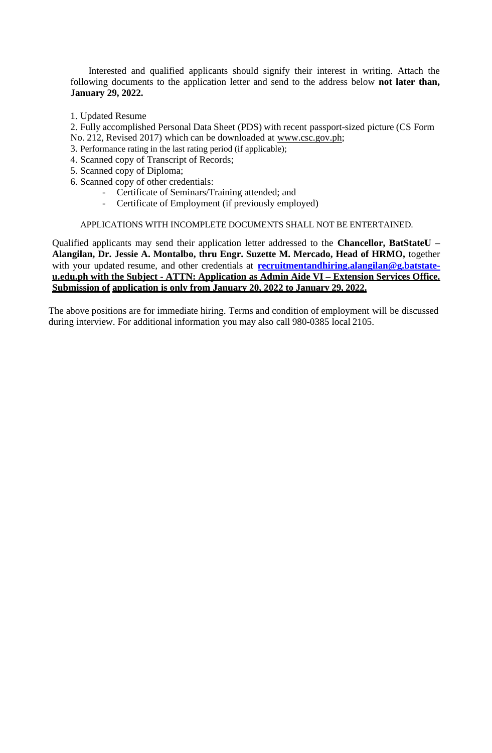Interested and qualified applicants should signify their interest in writing. Attach the following documents to the application letter and send to the address below **not later than, January 29, 2022.**

1. Updated Resume
2. Fully accomplished Personal Data Sheet (PDS) with recent passport-sized picture (CS Form No. 212, Revised 2017) which can be downloaded at www.csc.gov.ph;
3. Performance rating in the last rating period (if applicable);
4. Scanned copy of Transcript of Records;
5. Scanned copy of Diploma;
6. Scanned copy of other credentials:
    - Certificate of Seminars/Training attended; and
    - Certificate of Employment (if previously employed)

APPLICATIONS WITH INCOMPLETE DOCUMENTS SHALL NOT BE ENTERTAINED.

Qualified applicants may send their application letter addressed to the **Chancellor, BatStateU – Alangilan, Dr. Jessie A. Montalbo, thru Engr. Suzette M. Mercado, Head of HRMO,** together with your updated resume, and other credentials at **recruitmentandhiring.alangilan@g.batstate-u.edu.ph with the Subject - ATTN: Application as Admin Aide VI – Extension Services Office. Submission of application is only from January 20, 2022 to January 29, 2022.**

The above positions are for immediate hiring. Terms and condition of employment will be discussed during interview. For additional information you may also call 980-0385 local 2105.